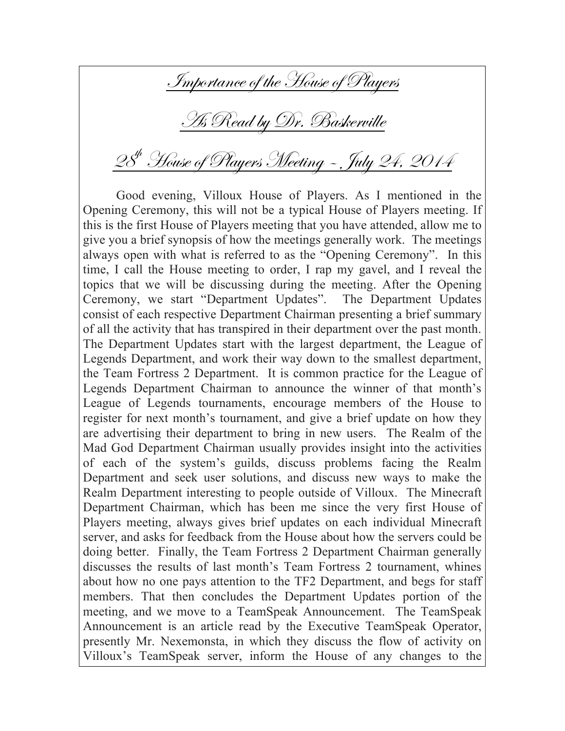# Importance of the House of Players

## As Read by Dr. Baskerville

## 28th House of Players Meeting – July 24, 2014

Good evening, Villoux House of Players. As I mentioned in the Opening Ceremony, this will not be a typical House of Players meeting. If this is the first House of Players meeting that you have attended, allow me to give you a brief synopsis of how the meetings generally work. The meetings always open with what is referred to as the "Opening Ceremony". In this time, I call the House meeting to order, I rap my gavel, and I reveal the topics that we will be discussing during the meeting. After the Opening Ceremony, we start "Department Updates". The Department Updates consist of each respective Department Chairman presenting a brief summary of all the activity that has transpired in their department over the past month. The Department Updates start with the largest department, the League of Legends Department, and work their way down to the smallest department, the Team Fortress 2 Department. It is common practice for the League of Legends Department Chairman to announce the winner of that month's League of Legends tournaments, encourage members of the House to register for next month's tournament, and give a brief update on how they are advertising their department to bring in new users. The Realm of the Mad God Department Chairman usually provides insight into the activities of each of the system's guilds, discuss problems facing the Realm Department and seek user solutions, and discuss new ways to make the Realm Department interesting to people outside of Villoux. The Minecraft Department Chairman, which has been me since the very first House of Players meeting, always gives brief updates on each individual Minecraft server, and asks for feedback from the House about how the servers could be doing better. Finally, the Team Fortress 2 Department Chairman generally discusses the results of last month's Team Fortress 2 tournament, whines about how no one pays attention to the TF2 Department, and begs for staff members. That then concludes the Department Updates portion of the meeting, and we move to a TeamSpeak Announcement. The TeamSpeak Announcement is an article read by the Executive TeamSpeak Operator, presently Mr. Nexemonsta, in which they discuss the flow of activity on Villoux's TeamSpeak server, inform the House of any changes to the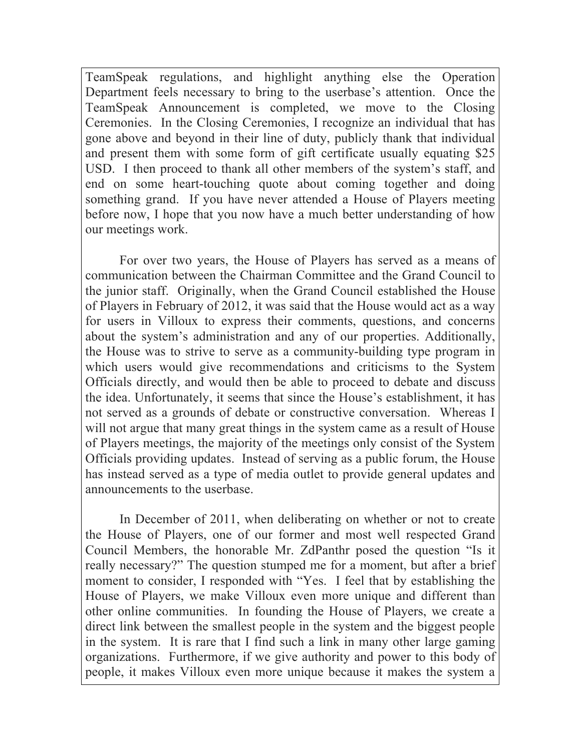TeamSpeak regulations, and highlight anything else the Operation Department feels necessary to bring to the userbase's attention. Once the TeamSpeak Announcement is completed, we move to the Closing Ceremonies. In the Closing Ceremonies, I recognize an individual that has gone above and beyond in their line of duty, publicly thank that individual and present them with some form of gift certificate usually equating $25 USD. I then proceed to thank all other members of the system's staff, and end on some heart-touching quote about coming together and doing something grand. If you have never attended a House of Players meeting before now, I hope that you now have a much better understanding of how our meetings work.

For over two years, the House of Players has served as a means of communication between the Chairman Committee and the Grand Council to the junior staff. Originally, when the Grand Council established the House of Players in February of 2012, it was said that the House would act as a way for users in Villoux to express their comments, questions, and concerns about the system's administration and any of our properties. Additionally, the House was to strive to serve as a community-building type program in which users would give recommendations and criticisms to the System Officials directly, and would then be able to proceed to debate and discuss the idea. Unfortunately, it seems that since the House's establishment, it has not served as a grounds of debate or constructive conversation. Whereas I will not argue that many great things in the system came as a result of House of Players meetings, the majority of the meetings only consist of the System Officials providing updates. Instead of serving as a public forum, the House has instead served as a type of media outlet to provide general updates and announcements to the userbase.

In December of 2011, when deliberating on whether or not to create the House of Players, one of our former and most well respected Grand Council Members, the honorable Mr. ZdPanthr posed the question "Is it really necessary?" The question stumped me for a moment, but after a brief moment to consider, I responded with "Yes. I feel that by establishing the House of Players, we make Villoux even more unique and different than other online communities. In founding the House of Players, we create a direct link between the smallest people in the system and the biggest people in the system. It is rare that I find such a link in many other large gaming organizations. Furthermore, if we give authority and power to this body of people, it makes Villoux even more unique because it makes the system a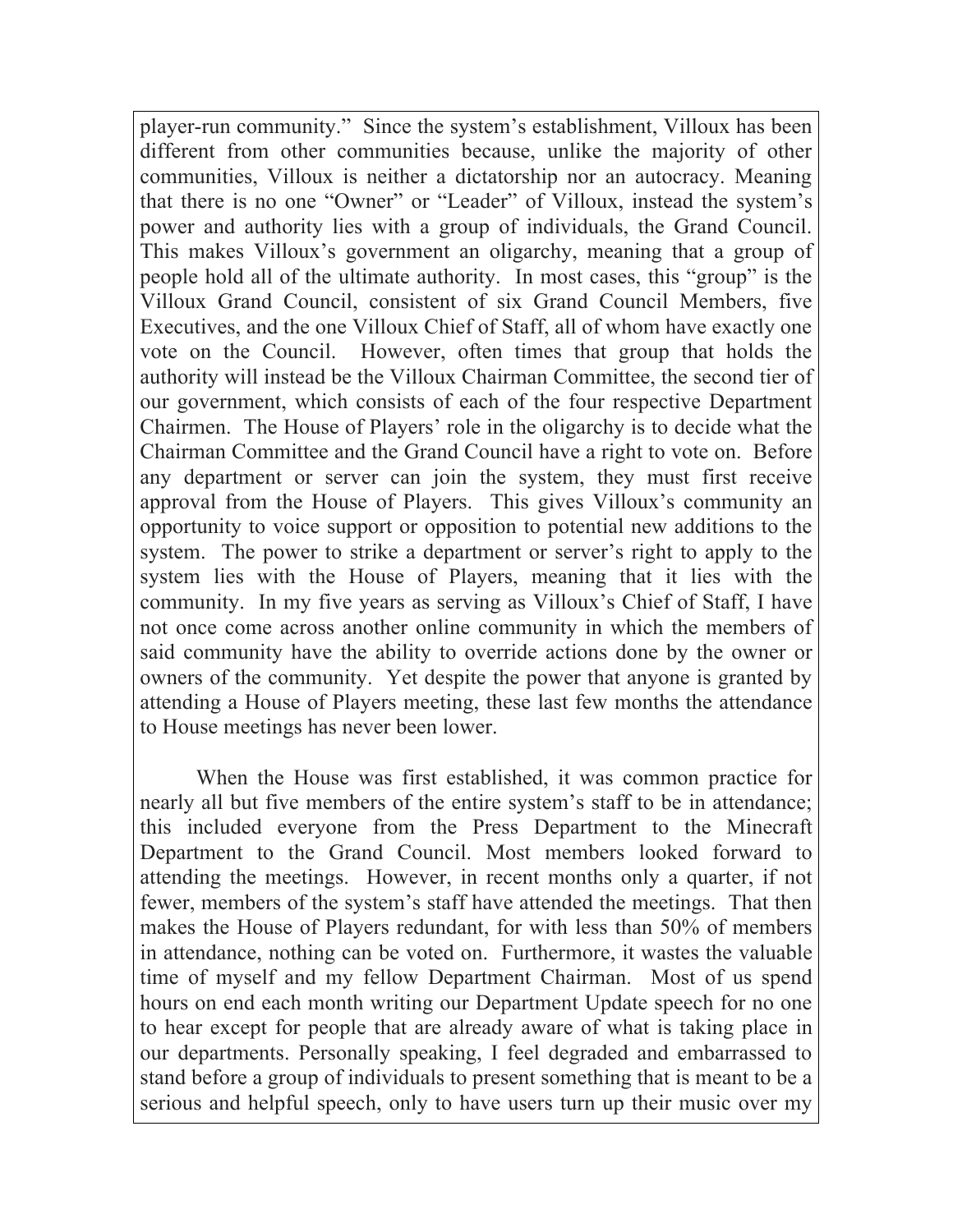player-run community." Since the system's establishment, Villoux has been different from other communities because, unlike the majority of other communities, Villoux is neither a dictatorship nor an autocracy. Meaning that there is no one "Owner" or "Leader" of Villoux, instead the system's power and authority lies with a group of individuals, the Grand Council. This makes Villoux's government an oligarchy, meaning that a group of people hold all of the ultimate authority. In most cases, this "group" is the Villoux Grand Council, consistent of six Grand Council Members, five Executives, and the one Villoux Chief of Staff, all of whom have exactly one vote on the Council. However, often times that group that holds the authority will instead be the Villoux Chairman Committee, the second tier of our government, which consists of each of the four respective Department Chairmen. The House of Players' role in the oligarchy is to decide what the Chairman Committee and the Grand Council have a right to vote on. Before any department or server can join the system, they must first receive approval from the House of Players. This gives Villoux's community an opportunity to voice support or opposition to potential new additions to the system. The power to strike a department or server's right to apply to the system lies with the House of Players, meaning that it lies with the community. In my five years as serving as Villoux's Chief of Staff, I have not once come across another online community in which the members of said community have the ability to override actions done by the owner or owners of the community. Yet despite the power that anyone is granted by attending a House of Players meeting, these last few months the attendance to House meetings has never been lower.

When the House was first established, it was common practice for nearly all but five members of the entire system's staff to be in attendance; this included everyone from the Press Department to the Minecraft Department to the Grand Council. Most members looked forward to attending the meetings. However, in recent months only a quarter, if not fewer, members of the system's staff have attended the meetings. That then makes the House of Players redundant, for with less than 50% of members in attendance, nothing can be voted on. Furthermore, it wastes the valuable time of myself and my fellow Department Chairman. Most of us spend hours on end each month writing our Department Update speech for no one to hear except for people that are already aware of what is taking place in our departments. Personally speaking, I feel degraded and embarrassed to stand before a group of individuals to present something that is meant to be a serious and helpful speech, only to have users turn up their music over my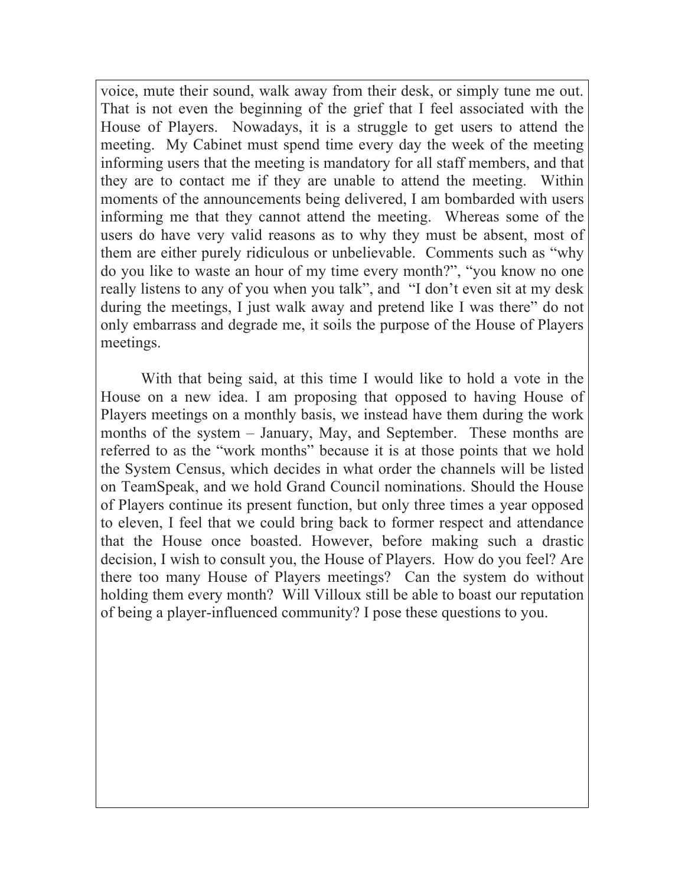voice, mute their sound, walk away from their desk, or simply tune me out. That is not even the beginning of the grief that I feel associated with the House of Players. Nowadays, it is a struggle to get users to attend the meeting. My Cabinet must spend time every day the week of the meeting informing users that the meeting is mandatory for all staff members, and that they are to contact me if they are unable to attend the meeting. Within moments of the announcements being delivered, I am bombarded with users informing me that they cannot attend the meeting. Whereas some of the users do have very valid reasons as to why they must be absent, most of them are either purely ridiculous or unbelievable. Comments such as "why do you like to waste an hour of my time every month?", "you know no one really listens to any of you when you talk", and "I don't even sit at my desk during the meetings, I just walk away and pretend like I was there" do not only embarrass and degrade me, it soils the purpose of the House of Players meetings.

With that being said, at this time I would like to hold a vote in the House on a new idea. I am proposing that opposed to having House of Players meetings on a monthly basis, we instead have them during the work months of the system – January, May, and September. These months are referred to as the "work months" because it is at those points that we hold the System Census, which decides in what order the channels will be listed on TeamSpeak, and we hold Grand Council nominations. Should the House of Players continue its present function, but only three times a year opposed to eleven, I feel that we could bring back to former respect and attendance that the House once boasted. However, before making such a drastic decision, I wish to consult you, the House of Players. How do you feel? Are there too many House of Players meetings? Can the system do without holding them every month? Will Villoux still be able to boast our reputation of being a player-influenced community? I pose these questions to you.